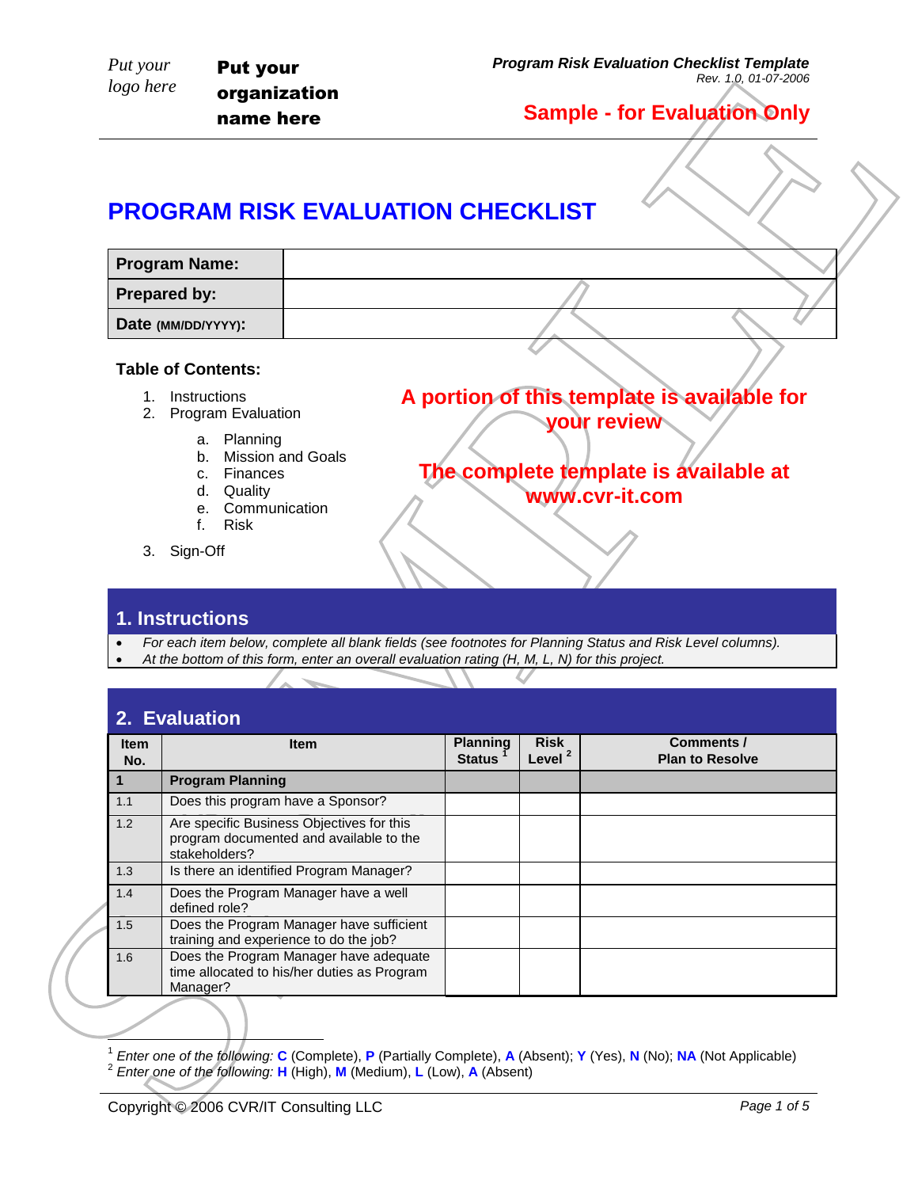Put your logo here

**Put your organization name here**

***Program Risk Evaluation Checklist Template***
*Rev. 1.0, 01-07-2006*

**Sample - for Evaluation Only**

# PROGRAM RISK EVALUATION CHECKLIST

| **Program Name:** | |
|---|---|
| **Prepared by:** | |
| **Date (MM/DD/YYYY):** | |

**Table of Contents:**

1. Instructions
2. Program Evaluation
   a. Planning
   b. Mission and Goals
   c. Finances
   d. Quality
   e. Communication
   f. Risk
3. Sign-Off

**A portion of this template is available for your review**

**The complete template is available at www.cvr-it.com**

## 1. Instructions

- *For each item below, complete all blank fields (see footnotes for Planning Status and Risk Level columns).*
- *At the bottom of this form, enter an overall evaluation rating (H, M, L, N) for this project.*

## 2. Evaluation

| Item No. | Item | Planning Status [1] | Risk Level [2] | Comments / Plan to Resolve |
|---|---|---|---|---|
| **1** | **Program Planning** | | | |
| 1.1 | Does this program have a Sponsor? | | | |
| 1.2 | Are specific Business Objectives for this program documented and available to the stakeholders? | | | |
| 1.3 | Is there an identified Program Manager? | | | |
| 1.4 | Does the Program Manager have a well defined role? | | | |
| 1.5 | Does the Program Manager have sufficient training and experience to do the job? | | | |
| 1.6 | Does the Program Manager have adequate time allocated to his/her duties as Program Manager? | | | |

[1] *Enter one of the following:* **C** (Complete), **P** (Partially Complete), **A** (Absent); **Y** (Yes), **N** (No); **NA** (Not Applicable)
[2] *Enter one of the following:* **H** (High), **M** (Medium), **L** (Low), **A** (Absent)

Copyright © 2006 CVR/IT Consulting LLC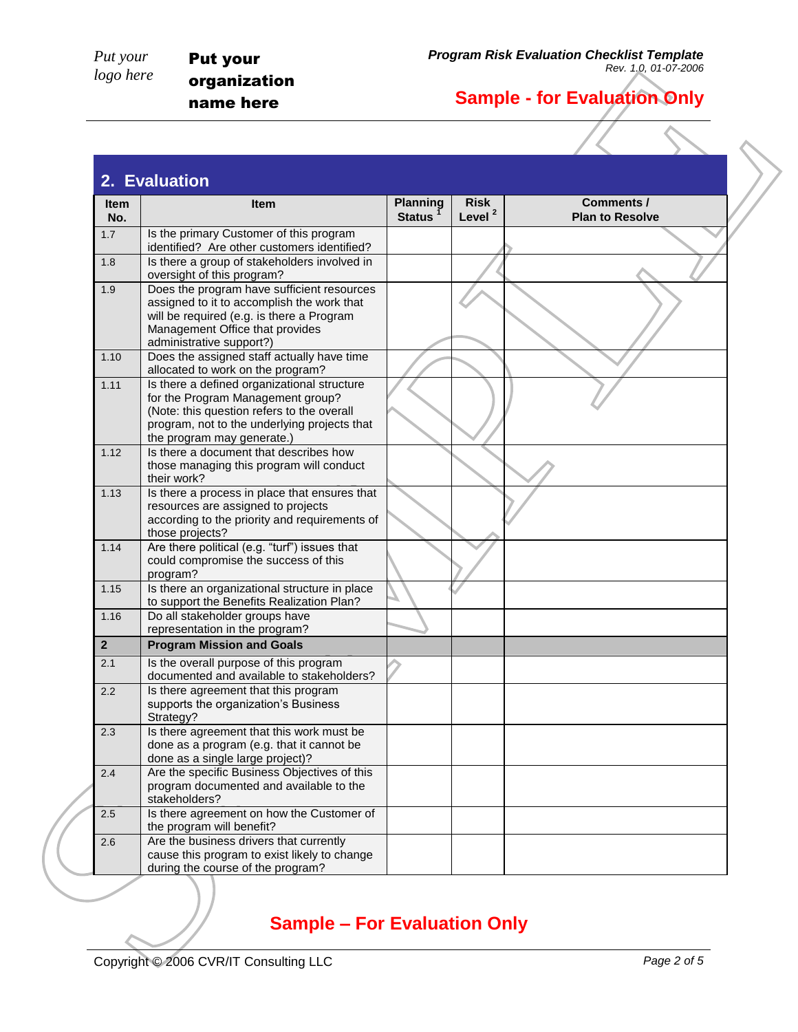## 2. Evaluation

| Item No. | Item | Planning Status [1] | Risk Level [2] | Comments / Plan to Resolve |
|---|---|---|---|---|
| 1.7 | Is the primary Customer of this program identified? Are other customers identified? | | | |
| 1.8 | Is there a group of stakeholders involved in oversight of this program? | | | |
| 1.9 | Does the program have sufficient resources assigned to it to accomplish the work that will be required (e.g. is there a Program Management Office that provides administrative support?) | | | |
| 1.10 | Does the assigned staff actually have time allocated to work on the program? | | | |
| 1.11 | Is there a defined organizational structure for the Program Management group? (Note: this question refers to the overall program, not to the underlying projects that the program may generate.) | | | |
| 1.12 | Is there a document that describes how those managing this program will conduct their work? | | | |
| 1.13 | Is there a process in place that ensures that resources are assigned to projects according to the priority and requirements of those projects? | | | |
| 1.14 | Are there political (e.g. "turf") issues that could compromise the success of this program? | | | |
| 1.15 | Is there an organizational structure in place to support the Benefits Realization Plan? | | | |
| 1.16 | Do all stakeholder groups have representation in the program? | | | |
| **2** | **Program Mission and Goals** | | | |
| 2.1 | Is the overall purpose of this program documented and available to stakeholders? | | | |
| 2.2 | Is there agreement that this program supports the organization's Business Strategy? | | | |
| 2.3 | Is there agreement that this work must be done as a program (e.g. that it cannot be done as a single large project)? | | | |
| 2.4 | Are the specific Business Objectives of this program documented and available to the stakeholders? | | | |
| 2.5 | Is there agreement on how the Customer of the program will benefit? | | | |
| 2.6 | Are the business drivers that currently cause this program to exist likely to change during the course of the program? | | | |